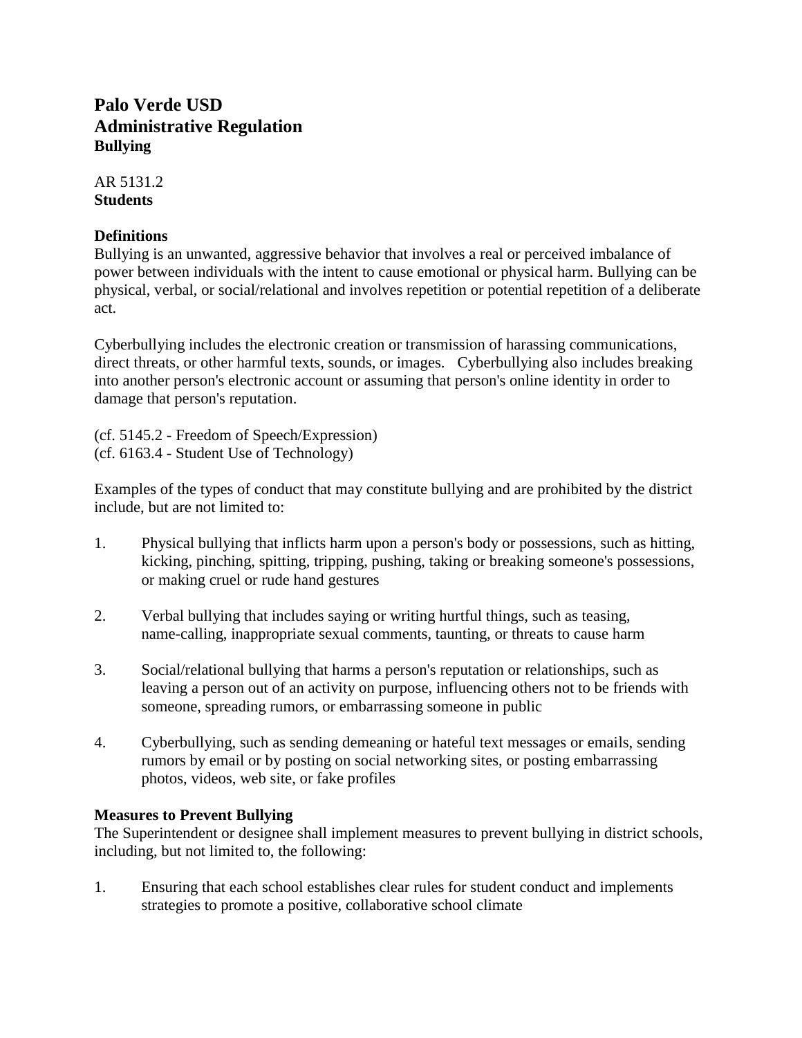# Palo Verde USD
# Administrative Regulation
**Bullying**

AR 5131.2
**Students**

**Definitions**
Bullying is an unwanted, aggressive behavior that involves a real or perceived imbalance of power between individuals with the intent to cause emotional or physical harm. Bullying can be physical, verbal, or social/relational and involves repetition or potential repetition of a deliberate act.

Cyberbullying includes the electronic creation or transmission of harassing communications, direct threats, or other harmful texts, sounds, or images. Cyberbullying also includes breaking into another person's electronic account or assuming that person's online identity in order to damage that person's reputation.

(cf. 5145.2 - Freedom of Speech/Expression)
(cf. 6163.4 - Student Use of Technology)

Examples of the types of conduct that may constitute bullying and are prohibited by the district include, but are not limited to:

1. Physical bullying that inflicts harm upon a person's body or possessions, such as hitting, kicking, pinching, spitting, tripping, pushing, taking or breaking someone's possessions, or making cruel or rude hand gestures

2. Verbal bullying that includes saying or writing hurtful things, such as teasing, name-calling, inappropriate sexual comments, taunting, or threats to cause harm

3. Social/relational bullying that harms a person's reputation or relationships, such as leaving a person out of an activity on purpose, influencing others not to be friends with someone, spreading rumors, or embarrassing someone in public

4. Cyberbullying, such as sending demeaning or hateful text messages or emails, sending rumors by email or by posting on social networking sites, or posting embarrassing photos, videos, web site, or fake profiles

**Measures to Prevent Bullying**
The Superintendent or designee shall implement measures to prevent bullying in district schools, including, but not limited to, the following:

1. Ensuring that each school establishes clear rules for student conduct and implements strategies to promote a positive, collaborative school climate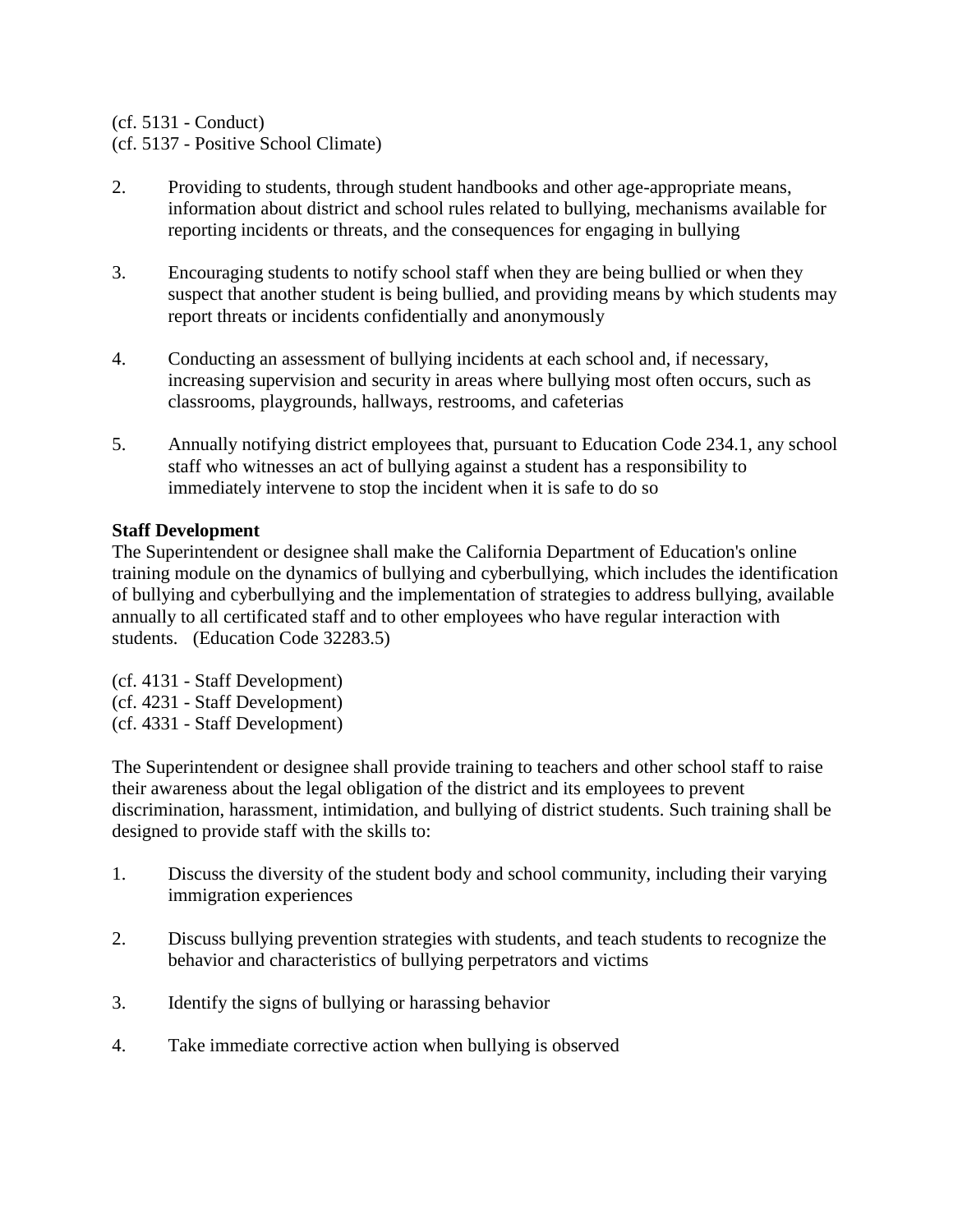(cf. 5131 - Conduct)
(cf. 5137 - Positive School Climate)

2. Providing to students, through student handbooks and other age-appropriate means, information about district and school rules related to bullying, mechanisms available for reporting incidents or threats, and the consequences for engaging in bullying

3. Encouraging students to notify school staff when they are being bullied or when they suspect that another student is being bullied, and providing means by which students may report threats or incidents confidentially and anonymously

4. Conducting an assessment of bullying incidents at each school and, if necessary, increasing supervision and security in areas where bullying most often occurs, such as classrooms, playgrounds, hallways, restrooms, and cafeterias

5. Annually notifying district employees that, pursuant to Education Code 234.1, any school staff who witnesses an act of bullying against a student has a responsibility to immediately intervene to stop the incident when it is safe to do so

**Staff Development**
The Superintendent or designee shall make the California Department of Education's online training module on the dynamics of bullying and cyberbullying, which includes the identification of bullying and cyberbullying and the implementation of strategies to address bullying, available annually to all certificated staff and to other employees who have regular interaction with students. (Education Code 32283.5)

(cf. 4131 - Staff Development)
(cf. 4231 - Staff Development)
(cf. 4331 - Staff Development)

The Superintendent or designee shall provide training to teachers and other school staff to raise their awareness about the legal obligation of the district and its employees to prevent discrimination, harassment, intimidation, and bullying of district students. Such training shall be designed to provide staff with the skills to:

1. Discuss the diversity of the student body and school community, including their varying immigration experiences

2. Discuss bullying prevention strategies with students, and teach students to recognize the behavior and characteristics of bullying perpetrators and victims

3. Identify the signs of bullying or harassing behavior

4. Take immediate corrective action when bullying is observed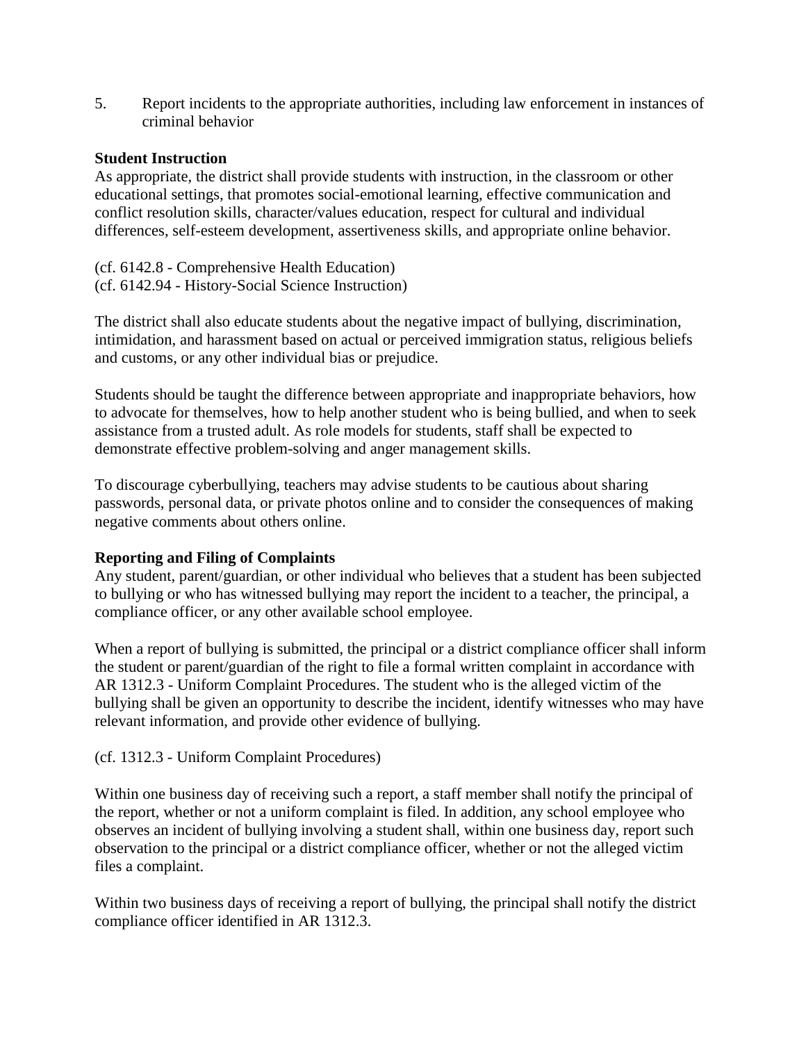5. Report incidents to the appropriate authorities, including law enforcement in instances of criminal behavior

**Student Instruction**
As appropriate, the district shall provide students with instruction, in the classroom or other educational settings, that promotes social-emotional learning, effective communication and conflict resolution skills, character/values education, respect for cultural and individual differences, self-esteem development, assertiveness skills, and appropriate online behavior.

(cf. 6142.8 - Comprehensive Health Education)
(cf. 6142.94 - History-Social Science Instruction)

The district shall also educate students about the negative impact of bullying, discrimination, intimidation, and harassment based on actual or perceived immigration status, religious beliefs and customs, or any other individual bias or prejudice.

Students should be taught the difference between appropriate and inappropriate behaviors, how to advocate for themselves, how to help another student who is being bullied, and when to seek assistance from a trusted adult. As role models for students, staff shall be expected to demonstrate effective problem-solving and anger management skills.

To discourage cyberbullying, teachers may advise students to be cautious about sharing passwords, personal data, or private photos online and to consider the consequences of making negative comments about others online.

**Reporting and Filing of Complaints**
Any student, parent/guardian, or other individual who believes that a student has been subjected to bullying or who has witnessed bullying may report the incident to a teacher, the principal, a compliance officer, or any other available school employee.

When a report of bullying is submitted, the principal or a district compliance officer shall inform the student or parent/guardian of the right to file a formal written complaint in accordance with AR 1312.3 - Uniform Complaint Procedures. The student who is the alleged victim of the bullying shall be given an opportunity to describe the incident, identify witnesses who may have relevant information, and provide other evidence of bullying.

(cf. 1312.3 - Uniform Complaint Procedures)

Within one business day of receiving such a report, a staff member shall notify the principal of the report, whether or not a uniform complaint is filed. In addition, any school employee who observes an incident of bullying involving a student shall, within one business day, report such observation to the principal or a district compliance officer, whether or not the alleged victim files a complaint.

Within two business days of receiving a report of bullying, the principal shall notify the district compliance officer identified in AR 1312.3.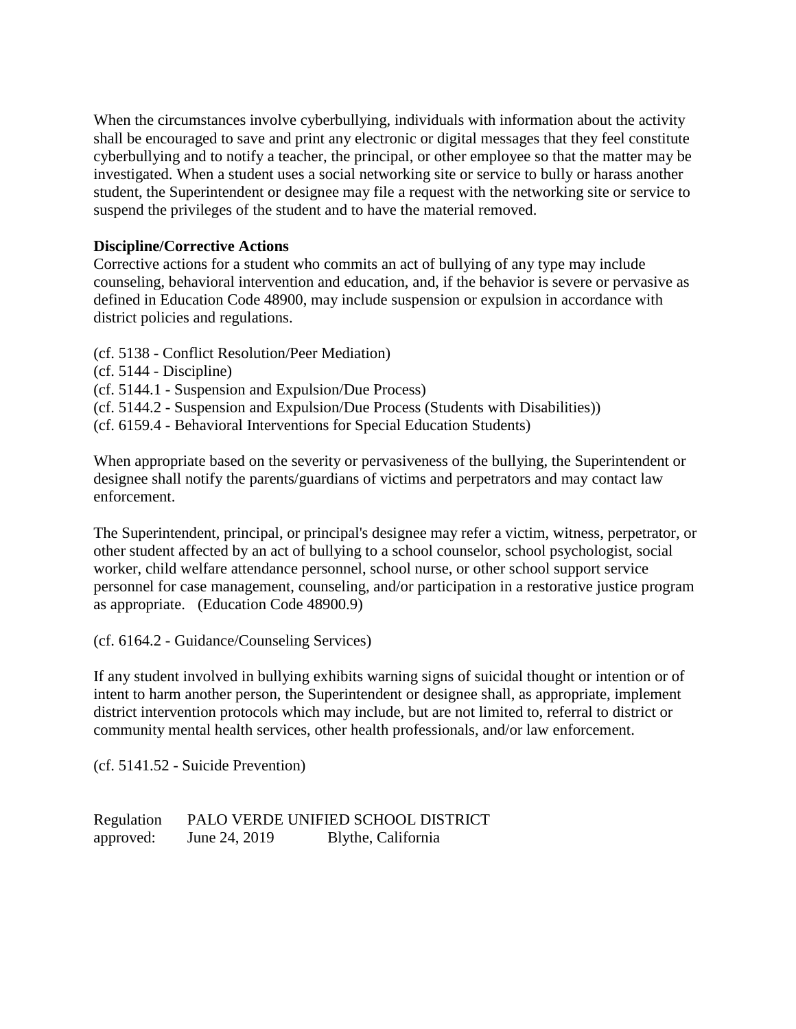When the circumstances involve cyberbullying, individuals with information about the activity shall be encouraged to save and print any electronic or digital messages that they feel constitute cyberbullying and to notify a teacher, the principal, or other employee so that the matter may be investigated. When a student uses a social networking site or service to bully or harass another student, the Superintendent or designee may file a request with the networking site or service to suspend the privileges of the student and to have the material removed.

**Discipline/Corrective Actions**
Corrective actions for a student who commits an act of bullying of any type may include counseling, behavioral intervention and education, and, if the behavior is severe or pervasive as defined in Education Code 48900, may include suspension or expulsion in accordance with district policies and regulations.

(cf. 5138 - Conflict Resolution/Peer Mediation)
(cf. 5144 - Discipline)
(cf. 5144.1 - Suspension and Expulsion/Due Process)
(cf. 5144.2 - Suspension and Expulsion/Due Process (Students with Disabilities))
(cf. 6159.4 - Behavioral Interventions for Special Education Students)

When appropriate based on the severity or pervasiveness of the bullying, the Superintendent or designee shall notify the parents/guardians of victims and perpetrators and may contact law enforcement.

The Superintendent, principal, or principal's designee may refer a victim, witness, perpetrator, or other student affected by an act of bullying to a school counselor, school psychologist, social worker, child welfare attendance personnel, school nurse, or other school support service personnel for case management, counseling, and/or participation in a restorative justice program as appropriate. (Education Code 48900.9)

(cf. 6164.2 - Guidance/Counseling Services)

If any student involved in bullying exhibits warning signs of suicidal thought or intention or of intent to harm another person, the Superintendent or designee shall, as appropriate, implement district intervention protocols which may include, but are not limited to, referral to district or community mental health services, other health professionals, and/or law enforcement.

(cf. 5141.52 - Suicide Prevention)

Regulation PALO VERDE UNIFIED SCHOOL DISTRICT
approved: June 24, 2019 Blythe, California